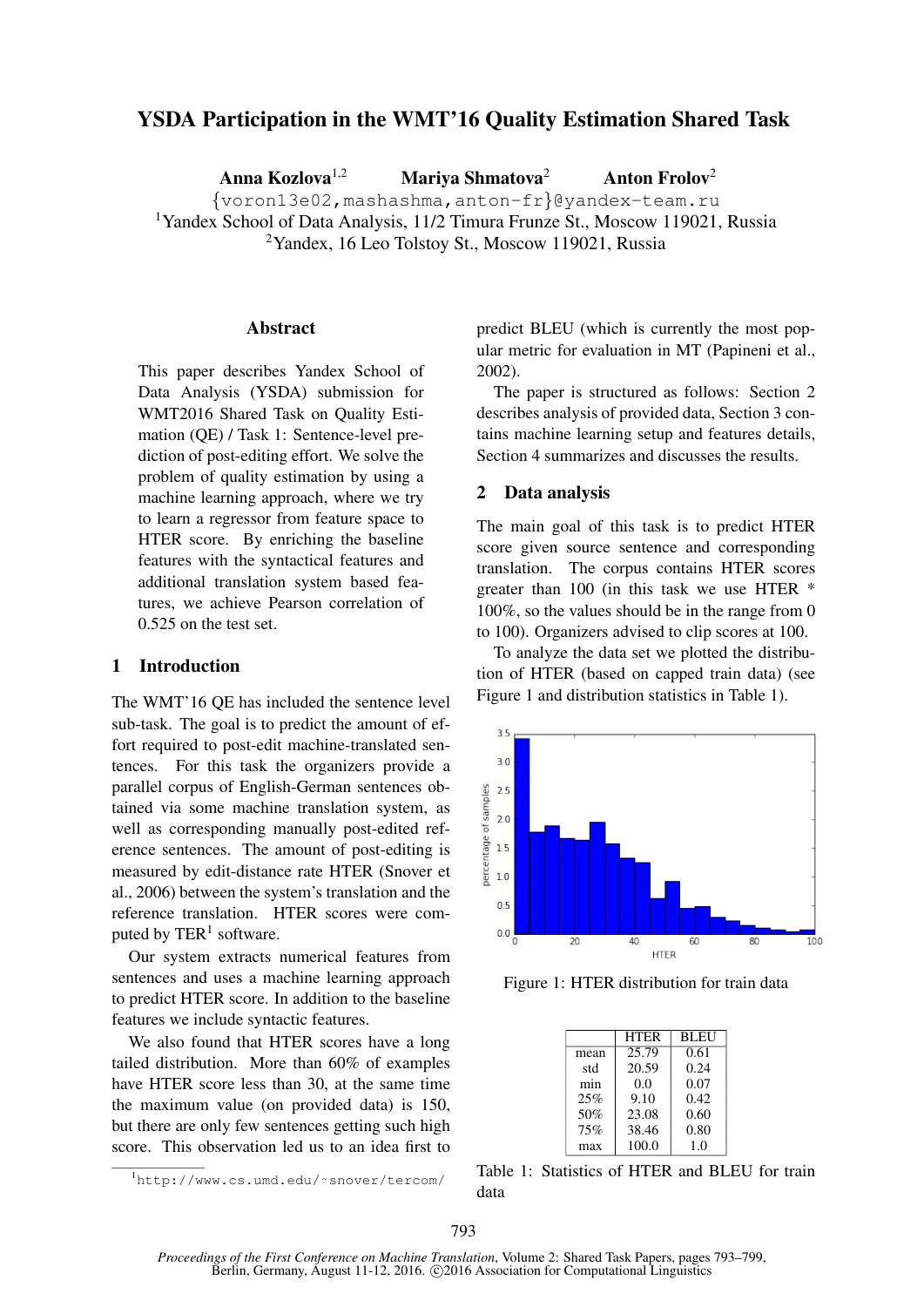# YSDA Participation in the WMT'16 Quality Estimation Shared Task

**Anna Kozlova**[1,2] **Mariya Shmatova**[2] **Anton Frolov**[2]

{voron13e02,mashashma,anton-fr}@yandex-team.ru

[1]Yandex School of Data Analysis, 11/2 Timura Frunze St., Moscow 119021, Russia

[2]Yandex, 16 Leo Tolstoy St., Moscow 119021, Russia

## Abstract

This paper describes Yandex School of Data Analysis (YSDA) submission for WMT2016 Shared Task on Quality Estimation (QE) / Task 1: Sentence-level prediction of post-editing effort. We solve the problem of quality estimation by using a machine learning approach, where we try to learn a regressor from feature space to HTER score. By enriching the baseline features with the syntactical features and additional translation system based features, we achieve Pearson correlation of 0.525 on the test set.

## 1 Introduction

The WMT'16 QE has included the sentence level sub-task. The goal is to predict the amount of effort required to post-edit machine-translated sentences. For this task the organizers provide a parallel corpus of English-German sentences obtained via some machine translation system, as well as corresponding manually post-edited reference sentences. The amount of post-editing is measured by edit-distance rate HTER (Snover et al., 2006) between the system's translation and the reference translation. HTER scores were computed by TER[1] software.

Our system extracts numerical features from sentences and uses a machine learning approach to predict HTER score. In addition to the baseline features we include syntactic features.

We also found that HTER scores have a long tailed distribution. More than 60% of examples have HTER score less than 30, at the same time the maximum value (on provided data) is 150, but there are only few sentences getting such high score. This observation led us to an idea first to predict BLEU (which is currently the most popular metric for evaluation in MT (Papineni et al., 2002).

The paper is structured as follows: Section 2 describes analysis of provided data, Section 3 contains machine learning setup and features details, Section 4 summarizes and discusses the results.

## 2 Data analysis

The main goal of this task is to predict HTER score given source sentence and corresponding translation. The corpus contains HTER scores greater than 100 (in this task we use HTER * 100%, so the values should be in the range from 0 to 100). Organizers advised to clip scores at 100.

To analyze the data set we plotted the distribution of HTER (based on capped train data) (see Figure 1 and distribution statistics in Table 1).

Figure 1: HTER distribution for train data

| | HTER | BLEU |
|---|---|---|
| mean | 25.79 | 0.61 |
| std | 20.59 | 0.24 |
| min | 0.0 | 0.07 |
| 25% | 9.10 | 0.42 |
| 50% | 23.08 | 0.60 |
| 75% | 38.46 | 0.80 |
| max | 100.0 | 1.0 |

Table 1: Statistics of HTER and BLEU for train data

[1]http://www.cs.umd.edu/~snover/tercom/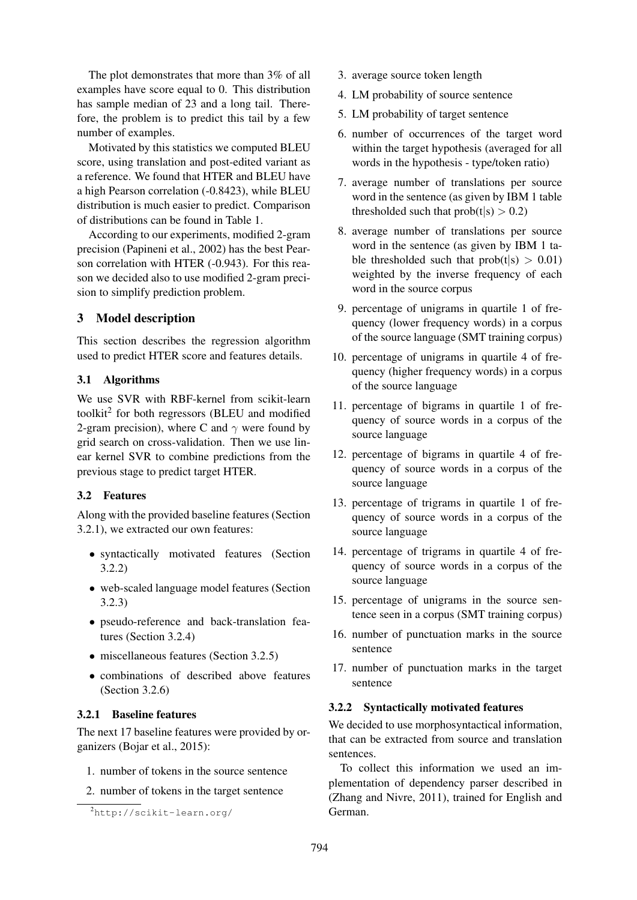The plot demonstrates that more than 3% of all examples have score equal to 0. This distribution has sample median of 23 and a long tail. Therefore, the problem is to predict this tail by a few number of examples.

Motivated by this statistics we computed BLEU score, using translation and post-edited variant as a reference. We found that HTER and BLEU have a high Pearson correlation (-0.8423), while BLEU distribution is much easier to predict. Comparison of distributions can be found in Table 1.

According to our experiments, modified 2-gram precision (Papineni et al., 2002) has the best Pearson correlation with HTER (-0.943). For this reason we decided also to use modified 2-gram precision to simplify prediction problem.

## 3 Model description

This section describes the regression algorithm used to predict HTER score and features details.

### 3.1 Algorithms

We use SVR with RBF-kernel from scikit-learn toolkit[2] for both regressors (BLEU and modified 2-gram precision), where C and $\gamma$ were found by grid search on cross-validation. Then we use linear kernel SVR to combine predictions from the previous stage to predict target HTER.

### 3.2 Features

Along with the provided baseline features (Section 3.2.1), we extracted our own features:

- syntactically motivated features (Section 3.2.2)
- web-scaled language model features (Section 3.2.3)
- pseudo-reference and back-translation features (Section 3.2.4)
- miscellaneous features (Section 3.2.5)
- combinations of described above features (Section 3.2.6)

#### 3.2.1 Baseline features

The next 17 baseline features were provided by organizers (Bojar et al., 2015):

1. number of tokens in the source sentence
2. number of tokens in the target sentence
3. average source token length
4. LM probability of source sentence
5. LM probability of target sentence
6. number of occurrences of the target word within the target hypothesis (averaged for all words in the hypothesis - type/token ratio)
7. average number of translations per source word in the sentence (as given by IBM 1 table thresholded such that $\text{prob}(t|s) > 0.2$)
8. average number of translations per source word in the sentence (as given by IBM 1 table thresholded such that $\text{prob}(t|s) > 0.01$) weighted by the inverse frequency of each word in the source corpus
9. percentage of unigrams in quartile 1 of frequency (lower frequency words) in a corpus of the source language (SMT training corpus)
10. percentage of unigrams in quartile 4 of frequency (higher frequency words) in a corpus of the source language
11. percentage of bigrams in quartile 1 of frequency of source words in a corpus of the source language
12. percentage of bigrams in quartile 4 of frequency of source words in a corpus of the source language
13. percentage of trigrams in quartile 1 of frequency of source words in a corpus of the source language
14. percentage of trigrams in quartile 4 of frequency of source words in a corpus of the source language
15. percentage of unigrams in the source sentence seen in a corpus (SMT training corpus)
16. number of punctuation marks in the source sentence
17. number of punctuation marks in the target sentence

#### 3.2.2 Syntactically motivated features

We decided to use morphosyntactical information, that can be extracted from source and translation sentences.

To collect this information we used an implementation of dependency parser described in (Zhang and Nivre, 2011), trained for English and German.

[2]http://scikit-learn.org/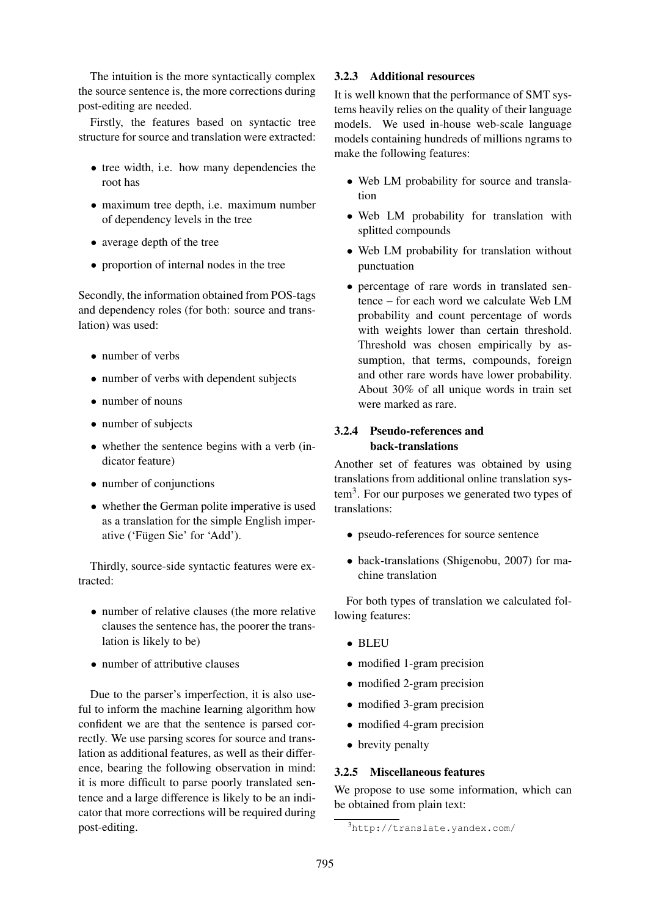The intuition is the more syntactically complex the source sentence is, the more corrections during post-editing are needed.

Firstly, the features based on syntactic tree structure for source and translation were extracted:

- tree width, i.e. how many dependencies the root has
- maximum tree depth, i.e. maximum number of dependency levels in the tree
- average depth of the tree
- proportion of internal nodes in the tree

Secondly, the information obtained from POS-tags and dependency roles (for both: source and translation) was used:

- number of verbs
- number of verbs with dependent subjects
- number of nouns
- number of subjects
- whether the sentence begins with a verb (indicator feature)
- number of conjunctions
- whether the German polite imperative is used as a translation for the simple English imperative ('Fügen Sie' for 'Add').

Thirdly, source-side syntactic features were extracted:

- number of relative clauses (the more relative clauses the sentence has, the poorer the translation is likely to be)
- number of attributive clauses

Due to the parser's imperfection, it is also useful to inform the machine learning algorithm how confident we are that the sentence is parsed correctly. We use parsing scores for source and translation as additional features, as well as their difference, bearing the following observation in mind: it is more difficult to parse poorly translated sentence and a large difference is likely to be an indicator that more corrections will be required during post-editing.

### 3.2.3 Additional resources

It is well known that the performance of SMT systems heavily relies on the quality of their language models. We used in-house web-scale language models containing hundreds of millions ngrams to make the following features:

- Web LM probability for source and translation
- Web LM probability for translation with splitted compounds
- Web LM probability for translation without punctuation
- percentage of rare words in translated sentence – for each word we calculate Web LM probability and count percentage of words with weights lower than certain threshold. Threshold was chosen empirically by assumption, that terms, compounds, foreign and other rare words have lower probability. About 30% of all unique words in train set were marked as rare.

### 3.2.4 Pseudo-references and back-translations

Another set of features was obtained by using translations from additional online translation system[3]. For our purposes we generated two types of translations:

- pseudo-references for source sentence
- back-translations (Shigenobu, 2007) for machine translation

For both types of translation we calculated following features:

- BLEU
- modified 1-gram precision
- modified 2-gram precision
- modified 3-gram precision
- modified 4-gram precision
- brevity penalty

### 3.2.5 Miscellaneous features

We propose to use some information, which can be obtained from plain text:

[3] http://translate.yandex.com/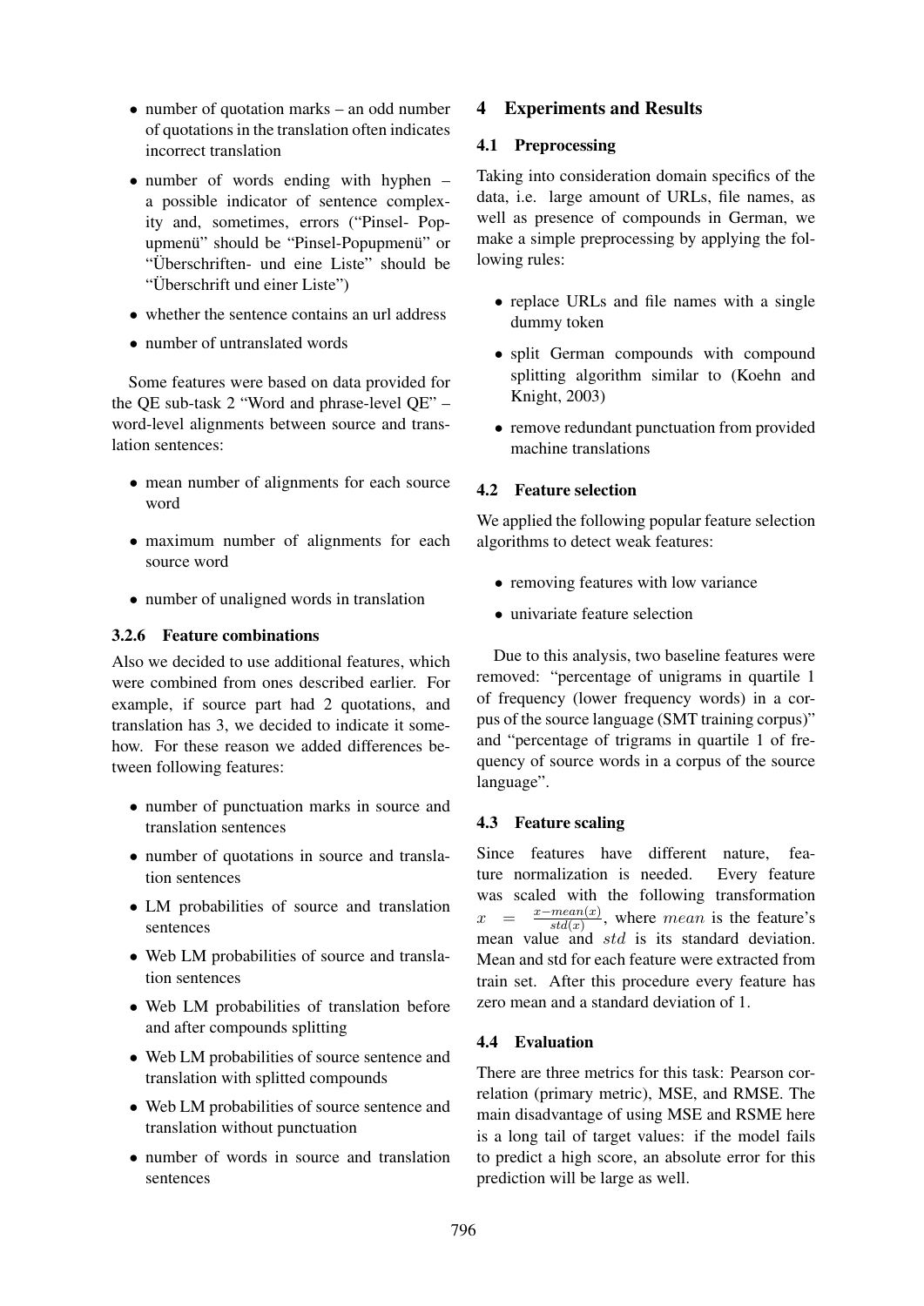- number of quotation marks – an odd number of quotations in the translation often indicates incorrect translation
- number of words ending with hyphen – a possible indicator of sentence complexity and, sometimes, errors ("Pinsel- Popupmenü" should be "Pinsel-Popupmenü" or "Überschriften- und eine Liste" should be "Überschrift und einer Liste")
- whether the sentence contains an url address
- number of untranslated words

Some features were based on data provided for the QE sub-task 2 "Word and phrase-level QE" – word-level alignments between source and translation sentences:

- mean number of alignments for each source word
- maximum number of alignments for each source word
- number of unaligned words in translation

#### 3.2.6 Feature combinations

Also we decided to use additional features, which were combined from ones described earlier. For example, if source part had 2 quotations, and translation has 3, we decided to indicate it somehow. For these reason we added differences between following features:

- number of punctuation marks in source and translation sentences
- number of quotations in source and translation sentences
- LM probabilities of source and translation sentences
- Web LM probabilities of source and translation sentences
- Web LM probabilities of translation before and after compounds splitting
- Web LM probabilities of source sentence and translation with splitted compounds
- Web LM probabilities of source sentence and translation without punctuation
- number of words in source and translation sentences

## 4 Experiments and Results

### 4.1 Preprocessing

Taking into consideration domain specifics of the data, i.e. large amount of URLs, file names, as well as presence of compounds in German, we make a simple preprocessing by applying the following rules:

- replace URLs and file names with a single dummy token
- split German compounds with compound splitting algorithm similar to (Koehn and Knight, 2003)
- remove redundant punctuation from provided machine translations

### 4.2 Feature selection

We applied the following popular feature selection algorithms to detect weak features:

- removing features with low variance
- univariate feature selection

Due to this analysis, two baseline features were removed: "percentage of unigrams in quartile 1 of frequency (lower frequency words) in a corpus of the source language (SMT training corpus)" and "percentage of trigrams in quartile 1 of frequency of source words in a corpus of the source language".

### 4.3 Feature scaling

Since features have different nature, feature normalization is needed. Every feature was scaled with the following transformation $x = \frac{x - mean(x)}{std(x)}$, where $mean$ is the feature's mean value and $std$ is its standard deviation. Mean and std for each feature were extracted from train set. After this procedure every feature has zero mean and a standard deviation of 1.

### 4.4 Evaluation

There are three metrics for this task: Pearson correlation (primary metric), MSE, and RMSE. The main disadvantage of using MSE and RSME here is a long tail of target values: if the model fails to predict a high score, an absolute error for this prediction will be large as well.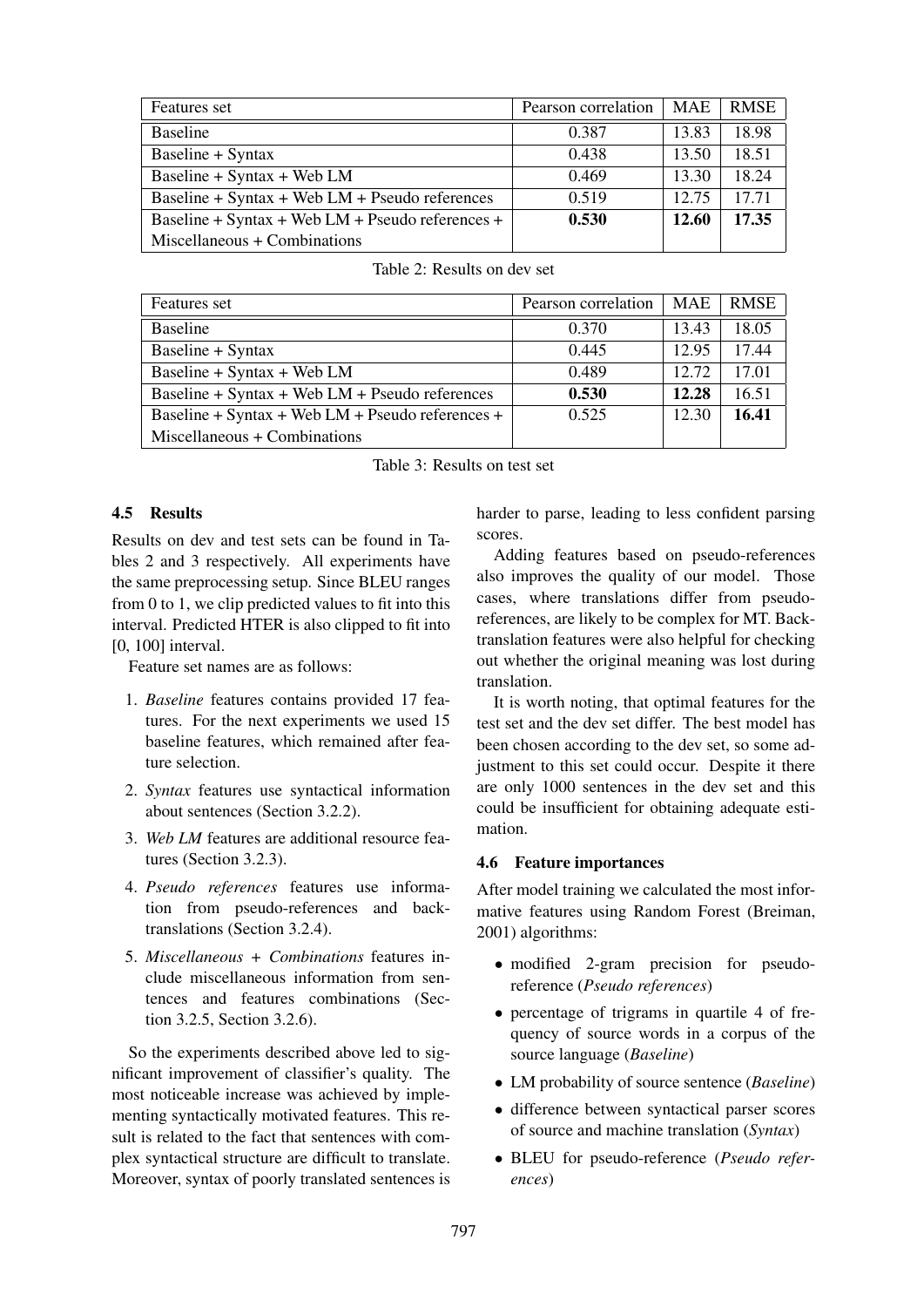| Features set | Pearson correlation | MAE | RMSE |
|---|---|---|---|
| Baseline | 0.387 | 13.83 | 18.98 |
| Baseline + Syntax | 0.438 | 13.50 | 18.51 |
| Baseline + Syntax + Web LM | 0.469 | 13.30 | 18.24 |
| Baseline + Syntax + Web LM + Pseudo references | 0.519 | 12.75 | 17.71 |
| Baseline + Syntax + Web LM + Pseudo references + Miscellaneous + Combinations | **0.530** | **12.60** | **17.35** |

Table 2: Results on dev set

| Features set | Pearson correlation | MAE | RMSE |
|---|---|---|---|
| Baseline | 0.370 | 13.43 | 18.05 |
| Baseline + Syntax | 0.445 | 12.95 | 17.44 |
| Baseline + Syntax + Web LM | 0.489 | 12.72 | 17.01 |
| Baseline + Syntax + Web LM + Pseudo references | **0.530** | **12.28** | 16.51 |
| Baseline + Syntax + Web LM + Pseudo references + Miscellaneous + Combinations | 0.525 | 12.30 | **16.41** |

Table 3: Results on test set

### 4.5 Results

Results on dev and test sets can be found in Tables 2 and 3 respectively. All experiments have the same preprocessing setup. Since BLEU ranges from 0 to 1, we clip predicted values to fit into this interval. Predicted HTER is also clipped to fit into [0, 100] interval.

Feature set names are as follows:

1. *Baseline* features contains provided 17 features. For the next experiments we used 15 baseline features, which remained after feature selection.
2. *Syntax* features use syntactical information about sentences (Section 3.2.2).
3. *Web LM* features are additional resource features (Section 3.2.3).
4. *Pseudo references* features use information from pseudo-references and back-translations (Section 3.2.4).
5. *Miscellaneous + Combinations* features include miscellaneous information from sentences and features combinations (Section 3.2.5, Section 3.2.6).

So the experiments described above led to significant improvement of classifier's quality. The most noticeable increase was achieved by implementing syntactically motivated features. This result is related to the fact that sentences with complex syntactical structure are difficult to translate. Moreover, syntax of poorly translated sentences is harder to parse, leading to less confident parsing scores.

Adding features based on pseudo-references also improves the quality of our model. Those cases, where translations differ from pseudo-references, are likely to be complex for MT. Back-translation features were also helpful for checking out whether the original meaning was lost during translation.

It is worth noting, that optimal features for the test set and the dev set differ. The best model has been chosen according to the dev set, so some adjustment to this set could occur. Despite it there are only 1000 sentences in the dev set and this could be insufficient for obtaining adequate estimation.

### 4.6 Feature importances

After model training we calculated the most informative features using Random Forest (Breiman, 2001) algorithms:

- modified 2-gram precision for pseudo-reference (*Pseudo references*)
- percentage of trigrams in quartile 4 of frequency of source words in a corpus of the source language (*Baseline*)
- LM probability of source sentence (*Baseline*)
- difference between syntactical parser scores of source and machine translation (*Syntax*)
- BLEU for pseudo-reference (*Pseudo references*)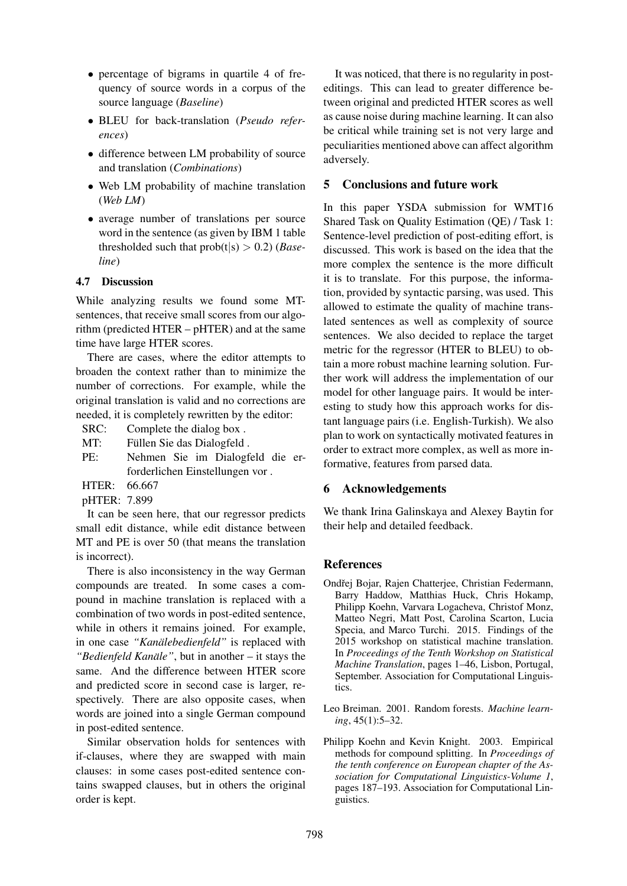- percentage of bigrams in quartile 4 of frequency of source words in a corpus of the source language (*Baseline*)
- BLEU for back-translation (*Pseudo references*)
- difference between LM probability of source and translation (*Combinations*)
- Web LM probability of machine translation (*Web LM*)
- average number of translations per source word in the sentence (as given by IBM 1 table thresholded such that prob(t|s) $> 0.2$) (*Baseline*)

### 4.7 Discussion

While analyzing results we found some MT-sentences, that receive small scores from our algorithm (predicted HTER – pHTER) and at the same time have large HTER scores.

There are cases, where the editor attempts to broaden the context rather than to minimize the number of corrections. For example, while the original translation is valid and no corrections are needed, it is completely rewritten by the editor:

SRC: Complete the dialog box .
MT: Füllen Sie das Dialogfeld .
PE: Nehmen Sie im Dialogfeld die erforderlichen Einstellungen vor .
HTER: 66.667
pHTER: 7.899

It can be seen here, that our regressor predicts small edit distance, while edit distance between MT and PE is over 50 (that means the translation is incorrect).

There is also inconsistency in the way German compounds are treated. In some cases a compound in machine translation is replaced with a combination of two words in post-edited sentence, while in others it remains joined. For example, in one case *"Kanälebedienfeld"* is replaced with *"Bedienfeld Kanäle"*, but in another – it stays the same. And the difference between HTER score and predicted score in second case is larger, respectively. There are also opposite cases, when words are joined into a single German compound in post-edited sentence.

Similar observation holds for sentences with if-clauses, where they are swapped with main clauses: in some cases post-edited sentence contains swapped clauses, but in others the original order is kept.

It was noticed, that there is no regularity in post-editings. This can lead to greater difference between original and predicted HTER scores as well as cause noise during machine learning. It can also be critical while training set is not very large and peculiarities mentioned above can affect algorithm adversely.

## 5 Conclusions and future work

In this paper YSDA submission for WMT16 Shared Task on Quality Estimation (QE) / Task 1: Sentence-level prediction of post-editing effort, is discussed. This work is based on the idea that the more complex the sentence is the more difficult it is to translate. For this purpose, the information, provided by syntactic parsing, was used. This allowed to estimate the quality of machine translated sentences as well as complexity of source sentences. We also decided to replace the target metric for the regressor (HTER to BLEU) to obtain a more robust machine learning solution. Further work will address the implementation of our model for other language pairs. It would be interesting to study how this approach works for distant language pairs (i.e. English-Turkish). We also plan to work on syntactically motivated features in order to extract more complex, as well as more informative, features from parsed data.

## 6 Acknowledgements

We thank Irina Galinskaya and Alexey Baytin for their help and detailed feedback.

## References

Ondřej Bojar, Rajen Chatterjee, Christian Federmann, Barry Haddow, Matthias Huck, Chris Hokamp, Philipp Koehn, Varvara Logacheva, Christof Monz, Matteo Negri, Matt Post, Carolina Scarton, Lucia Specia, and Marco Turchi. 2015. Findings of the 2015 workshop on statistical machine translation. In *Proceedings of the Tenth Workshop on Statistical Machine Translation*, pages 1–46, Lisbon, Portugal, September. Association for Computational Linguistics.

Leo Breiman. 2001. Random forests. *Machine learning*, 45(1):5–32.

Philipp Koehn and Kevin Knight. 2003. Empirical methods for compound splitting. In *Proceedings of the tenth conference on European chapter of the Association for Computational Linguistics-Volume 1*, pages 187–193. Association for Computational Linguistics.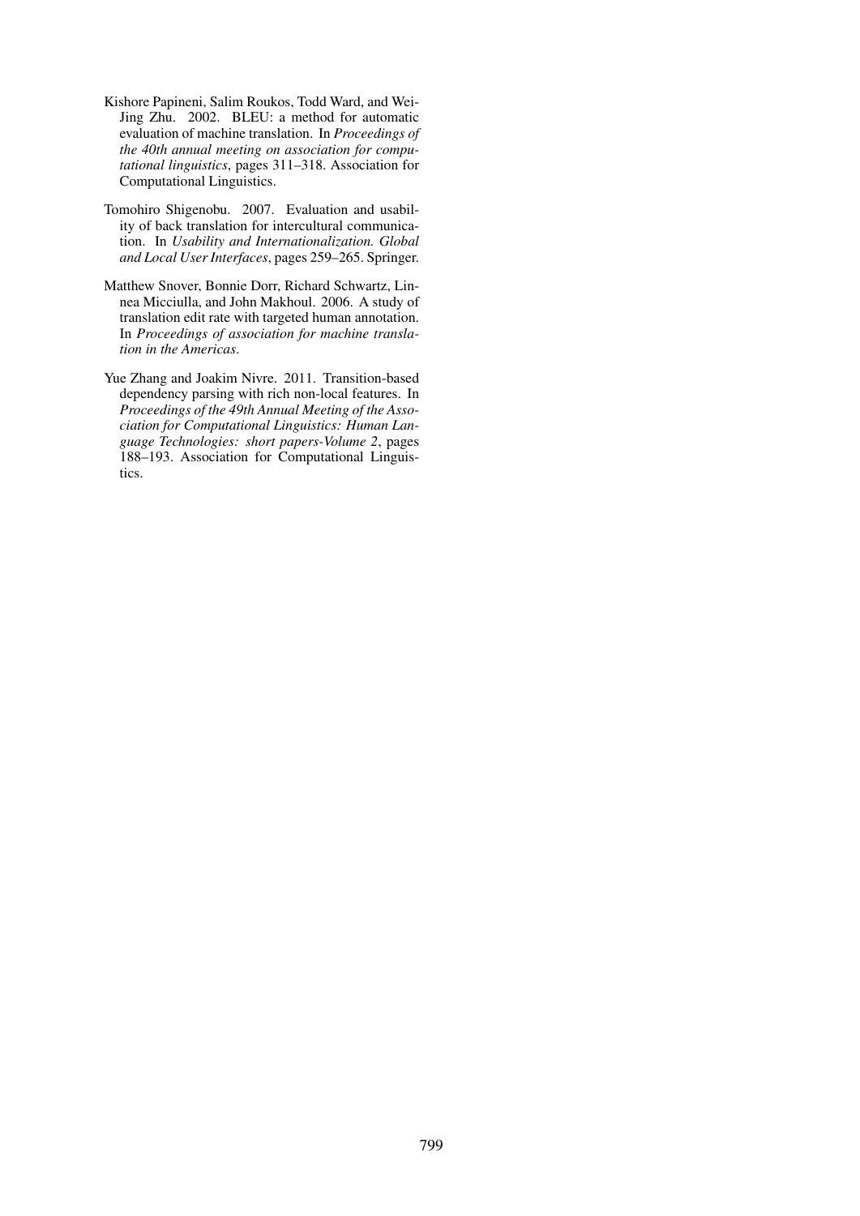Kishore Papineni, Salim Roukos, Todd Ward, and Wei-Jing Zhu. 2002. BLEU: a method for automatic evaluation of machine translation. In *Proceedings of the 40th annual meeting on association for computational linguistics*, pages 311–318. Association for Computational Linguistics.

Tomohiro Shigenobu. 2007. Evaluation and usability of back translation for intercultural communication. In *Usability and Internationalization. Global and Local User Interfaces*, pages 259–265. Springer.

Matthew Snover, Bonnie Dorr, Richard Schwartz, Linnea Micciulla, and John Makhoul. 2006. A study of translation edit rate with targeted human annotation. In *Proceedings of association for machine translation in the Americas*.

Yue Zhang and Joakim Nivre. 2011. Transition-based dependency parsing with rich non-local features. In *Proceedings of the 49th Annual Meeting of the Association for Computational Linguistics: Human Language Technologies: short papers-Volume 2*, pages 188–193. Association for Computational Linguistics.